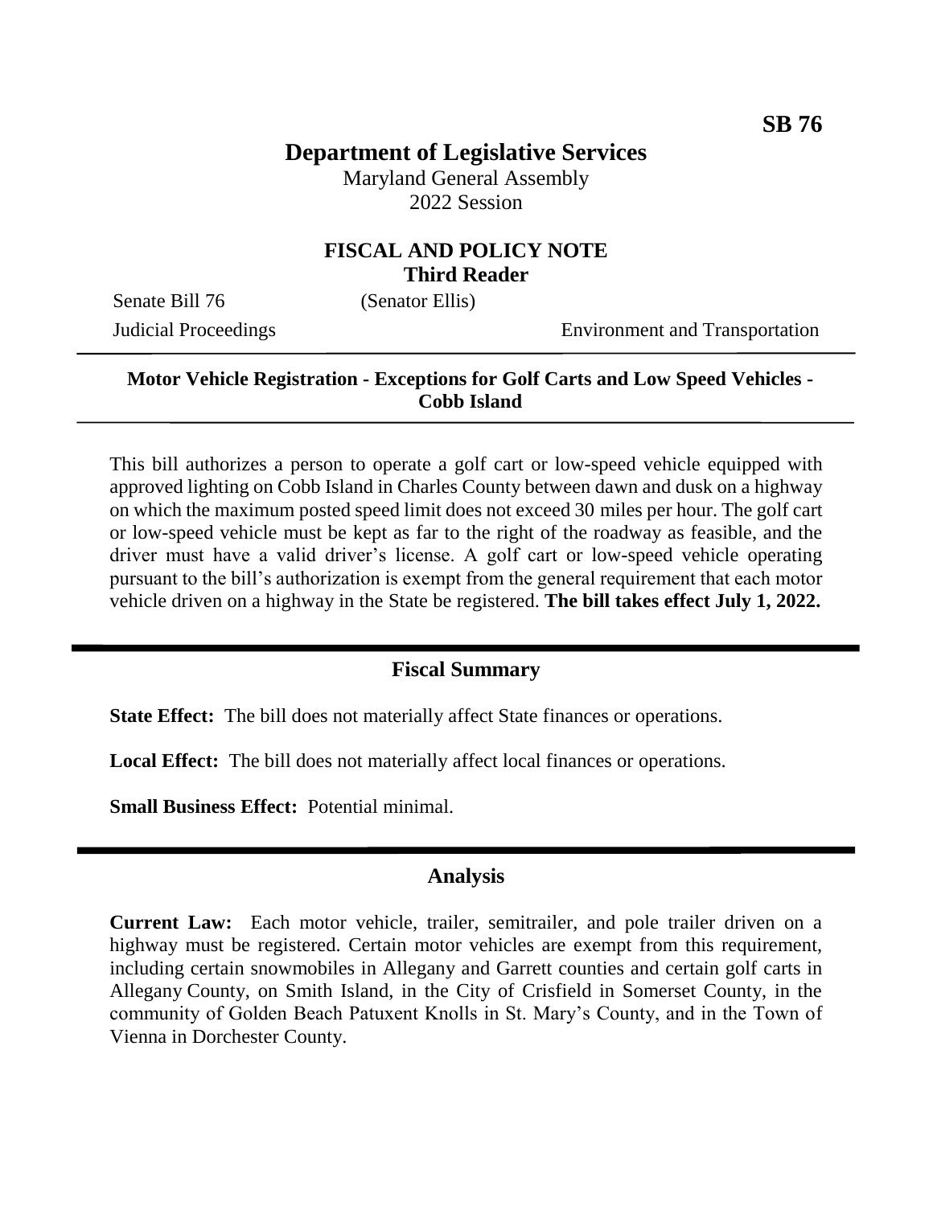**SB 76**

# Department of Legislative Services

Maryland General Assembly
2022 Session

## FISCAL AND POLICY NOTE
**Third Reader**

Senate Bill 76 (Senator Ellis)

Judicial Proceedings Environment and Transportation

---

**Motor Vehicle Registration - Exceptions for Golf Carts and Low Speed Vehicles - Cobb Island**

---

This bill authorizes a person to operate a golf cart or low-speed vehicle equipped with approved lighting on Cobb Island in Charles County between dawn and dusk on a highway on which the maximum posted speed limit does not exceed 30 miles per hour. The golf cart or low-speed vehicle must be kept as far to the right of the roadway as feasible, and the driver must have a valid driver's license. A golf cart or low-speed vehicle operating pursuant to the bill's authorization is exempt from the general requirement that each motor vehicle driven on a highway in the State be registered. **The bill takes effect July 1, 2022.**

---

## Fiscal Summary

**State Effect:** The bill does not materially affect State finances or operations.

**Local Effect:** The bill does not materially affect local finances or operations.

**Small Business Effect:** Potential minimal.

---

## Analysis

**Current Law:** Each motor vehicle, trailer, semitrailer, and pole trailer driven on a highway must be registered. Certain motor vehicles are exempt from this requirement, including certain snowmobiles in Allegany and Garrett counties and certain golf carts in Allegany County, on Smith Island, in the City of Crisfield in Somerset County, in the community of Golden Beach Patuxent Knolls in St. Mary's County, and in the Town of Vienna in Dorchester County.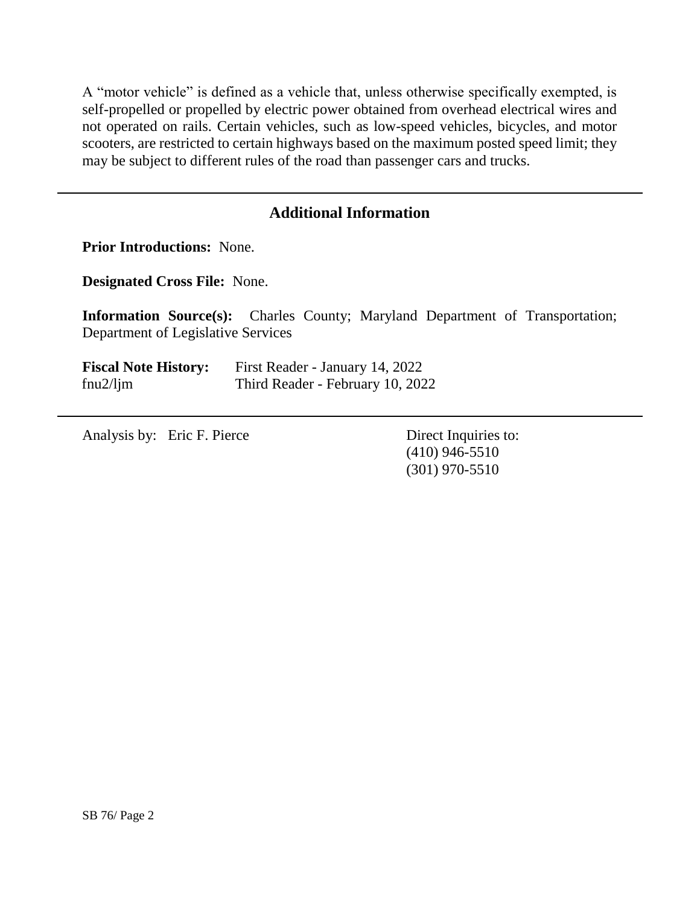A "motor vehicle" is defined as a vehicle that, unless otherwise specifically exempted, is self-propelled or propelled by electric power obtained from overhead electrical wires and not operated on rails. Certain vehicles, such as low-speed vehicles, bicycles, and motor scooters, are restricted to certain highways based on the maximum posted speed limit; they may be subject to different rules of the road than passenger cars and trucks.

## Additional Information

**Prior Introductions:** None.

**Designated Cross File:** None.

**Information Source(s):** Charles County; Maryland Department of Transportation; Department of Legislative Services

**Fiscal Note History:** First Reader - January 14, 2022
fnu2/ljm Third Reader - February 10, 2022

Analysis by: Eric F. Pierce

Direct Inquiries to:
(410) 946-5510
(301) 970-5510